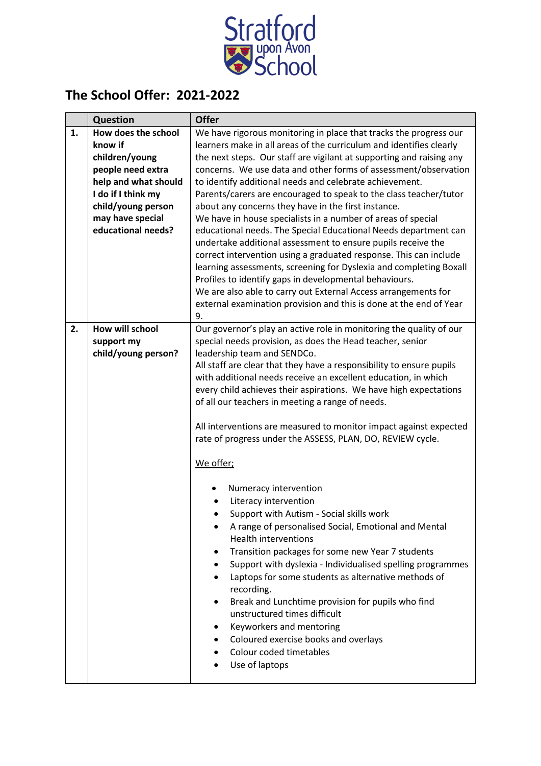Stratford upon Avon School

# The School Offer: 2021-2022

| | Question | Offer |
|---|---|---|
| 1. | **How does the school know if children/young people need extra help and what should I do if I think my child/young person may have special educational needs?** | We have rigorous monitoring in place that tracks the progress our learners make in all areas of the curriculum and identifies clearly the next steps. Our staff are vigilant at supporting and raising any concerns. We use data and other forms of assessment/observation to identify additional needs and celebrate achievement. Parents/carers are encouraged to speak to the class teacher/tutor about any concerns they have in the first instance. We have in house specialists in a number of areas of special educational needs. The Special Educational Needs department can undertake additional assessment to ensure pupils receive the correct intervention using a graduated response. This can include learning assessments, screening for Dyslexia and completing Boxall Profiles to identify gaps in developmental behaviours. We are also able to carry out External Access arrangements for external examination provision and this is done at the end of Year 9. |
| 2. | **How will school support my child/young person?** | Our governor's play an active role in monitoring the quality of our special needs provision, as does the Head teacher, senior leadership team and SENDCo. All staff are clear that they have a responsibility to ensure pupils with additional needs receive an excellent education, in which every child achieves their aspirations. We have high expectations of all our teachers in meeting a range of needs.<br><br>All interventions are measured to monitor impact against expected rate of progress under the ASSESS, PLAN, DO, REVIEW cycle.<br><br><u>We offer;</u><br><br>• Numeracy intervention<br>• Literacy intervention<br>• Support with Autism - Social skills work<br>• A range of personalised Social, Emotional and Mental Health interventions<br>• Transition packages for some new Year 7 students<br>• Support with dyslexia - Individualised spelling programmes<br>• Laptops for some students as alternative methods of recording.<br>• Break and Lunchtime provision for pupils who find unstructured times difficult<br>• Keyworkers and mentoring<br>• Coloured exercise books and overlays<br>• Colour coded timetables<br>• Use of laptops |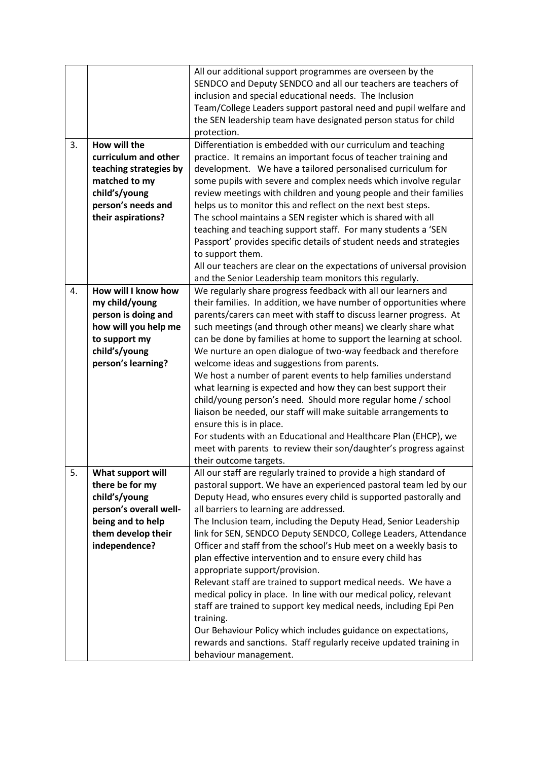| | | |
|---|---|---|
| | | All our additional support programmes are overseen by the SENDCO and Deputy SENDCO and all our teachers are teachers of inclusion and special educational needs. The Inclusion Team/College Leaders support pastoral need and pupil welfare and the SEN leadership team have designated person status for child protection. |
| 3. | **How will the curriculum and other teaching strategies by matched to my child's/young person's needs and their aspirations?** | Differentiation is embedded with our curriculum and teaching practice. It remains an important focus of teacher training and development. We have a tailored personalised curriculum for some pupils with severe and complex needs which involve regular review meetings with children and young people and their families helps us to monitor this and reflect on the next best steps.<br>The school maintains a SEN register which is shared with all teaching and teaching support staff. For many students a 'SEN Passport' provides specific details of student needs and strategies to support them.<br>All our teachers are clear on the expectations of universal provision and the Senior Leadership team monitors this regularly. |
| 4. | **How will I know how my child/young person is doing and how will you help me to support my child's/young person's learning?** | We regularly share progress feedback with all our learners and their families. In addition, we have number of opportunities where parents/carers can meet with staff to discuss learner progress. At such meetings (and through other means) we clearly share what can be done by families at home to support the learning at school. We nurture an open dialogue of two-way feedback and therefore welcome ideas and suggestions from parents.<br>We host a number of parent events to help families understand what learning is expected and how they can best support their child/young person's need. Should more regular home / school liaison be needed, our staff will make suitable arrangements to ensure this is in place.<br>For students with an Educational and Healthcare Plan (EHCP), we meet with parents to review their son/daughter's progress against their outcome targets. |
| 5. | **What support will there be for my child's/young person's overall well-being and to help them develop their independence?** | All our staff are regularly trained to provide a high standard of pastoral support. We have an experienced pastoral team led by our Deputy Head, who ensures every child is supported pastorally and all barriers to learning are addressed.<br>The Inclusion team, including the Deputy Head, Senior Leadership link for SEN, SENDCO Deputy SENDCO, College Leaders, Attendance Officer and staff from the school's Hub meet on a weekly basis to plan effective intervention and to ensure every child has appropriate support/provision.<br>Relevant staff are trained to support medical needs. We have a medical policy in place. In line with our medical policy, relevant staff are trained to support key medical needs, including Epi Pen training.<br>Our Behaviour Policy which includes guidance on expectations, rewards and sanctions. Staff regularly receive updated training in behaviour management. |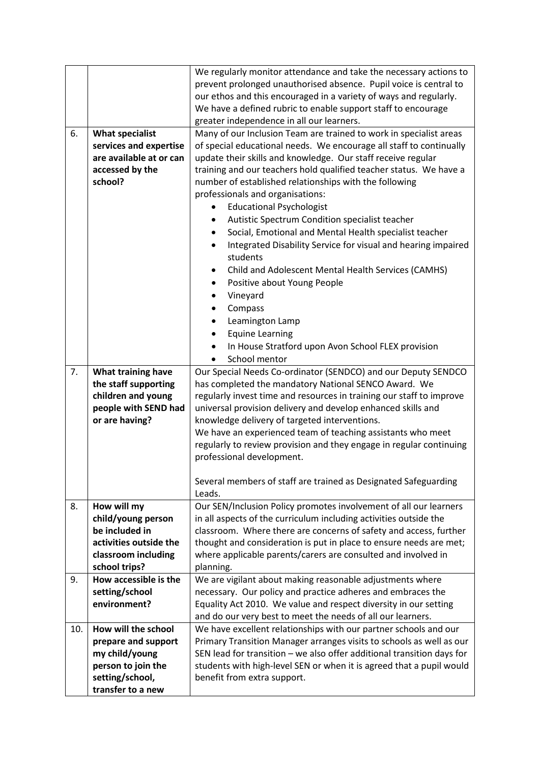|  |  |  |
|---|---|---|
|  |  | We regularly monitor attendance and take the necessary actions to prevent prolonged unauthorised absence. Pupil voice is central to our ethos and this encouraged in a variety of ways and regularly. We have a defined rubric to enable support staff to encourage greater independence in all our learners. |
| 6. | **What specialist services and expertise are available at or can accessed by the school?** | Many of our Inclusion Team are trained to work in specialist areas of special educational needs. We encourage all staff to continually update their skills and knowledge. Our staff receive regular training and our teachers hold qualified teacher status. We have a number of established relationships with the following professionals and organisations:<br>• Educational Psychologist<br>• Autistic Spectrum Condition specialist teacher<br>• Social, Emotional and Mental Health specialist teacher<br>• Integrated Disability Service for visual and hearing impaired students<br>• Child and Adolescent Mental Health Services (CAMHS)<br>• Positive about Young People<br>• Vineyard<br>• Compass<br>• Leamington Lamp<br>• Equine Learning<br>• In House Stratford upon Avon School FLEX provision<br>• School mentor |
| 7. | **What training have the staff supporting children and young people with SEND had or are having?** | Our Special Needs Co-ordinator (SENDCO) and our Deputy SENDCO has completed the mandatory National SENCO Award. We regularly invest time and resources in training our staff to improve universal provision delivery and develop enhanced skills and knowledge delivery of targeted interventions.<br>We have an experienced team of teaching assistants who meet regularly to review provision and they engage in regular continuing professional development.<br><br>Several members of staff are trained as Designated Safeguarding Leads. |
| 8. | **How will my child/young person be included in activities outside the classroom including school trips?** | Our SEN/Inclusion Policy promotes involvement of all our learners in all aspects of the curriculum including activities outside the classroom. Where there are concerns of safety and access, further thought and consideration is put in place to ensure needs are met; where applicable parents/carers are consulted and involved in planning. |
| 9. | **How accessible is the setting/school environment?** | We are vigilant about making reasonable adjustments where necessary. Our policy and practice adheres and embraces the Equality Act 2010. We value and respect diversity in our setting and do our very best to meet the needs of all our learners. |
| 10. | **How will the school prepare and support my child/young person to join the setting/school, transfer to a new** | We have excellent relationships with our partner schools and our Primary Transition Manager arranges visits to schools as well as our SEN lead for transition – we also offer additional transition days for students with high-level SEN or when it is agreed that a pupil would benefit from extra support. |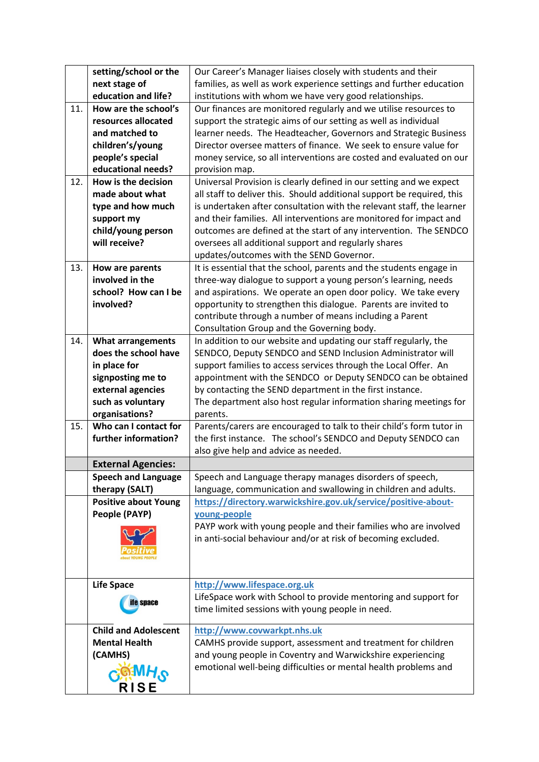| | | |
|---|---|---|
| | **setting/school or the next stage of education and life?** | Our Career's Manager liaises closely with students and their families, as well as work experience settings and further education institutions with whom we have very good relationships. |
| 11. | **How are the school's resources allocated and matched to children's/young people's special educational needs?** | Our finances are monitored regularly and we utilise resources to support the strategic aims of our setting as well as individual learner needs. The Headteacher, Governors and Strategic Business Director oversee matters of finance. We seek to ensure value for money service, so all interventions are costed and evaluated on our provision map. |
| 12. | **How is the decision made about what type and how much support my child/young person will receive?** | Universal Provision is clearly defined in our setting and we expect all staff to deliver this. Should additional support be required, this is undertaken after consultation with the relevant staff, the learner and their families. All interventions are monitored for impact and outcomes are defined at the start of any intervention. The SENDCO oversees all additional support and regularly shares updates/outcomes with the SEND Governor. |
| 13. | **How are parents involved in the school? How can I be involved?** | It is essential that the school, parents and the students engage in three-way dialogue to support a young person's learning, needs and aspirations. We operate an open door policy. We take every opportunity to strengthen this dialogue. Parents are invited to contribute through a number of means including a Parent Consultation Group and the Governing body. |
| 14. | **What arrangements does the school have in place for signposting me to external agencies such as voluntary organisations?** | In addition to our website and updating our staff regularly, the SENDCO, Deputy SENDCO and SEND Inclusion Administrator will support families to access services through the Local Offer. An appointment with the SENDCO or Deputy SENDCO can be obtained by contacting the SEND department in the first instance. The department also host regular information sharing meetings for parents. |
| 15. | **Who can I contact for further information?** | Parents/carers are encouraged to talk to their child's form tutor in the first instance. The school's SENDCO and Deputy SENDCO can also give help and advice as needed. |
| | **External Agencies:** | |
| | **Speech and Language therapy (SALT)** | Speech and Language therapy manages disorders of speech, language, communication and swallowing in children and adults. |
| | **Positive about Young People (PAYP)** | https://directory.warwickshire.gov.uk/service/positive-about-young-people PAYP work with young people and their families who are involved in anti-social behaviour and/or at risk of becoming excluded. |
| | **Life Space** | http://www.lifespace.org.uk LifeSpace work with School to provide mentoring and support for time limited sessions with young people in need. |
| | **Child and Adolescent Mental Health (CAMHS)** | http://www.covwarkpt.nhs.uk CAMHS provide support, assessment and treatment for children and young people in Coventry and Warwickshire experiencing emotional well-being difficulties or mental health problems and |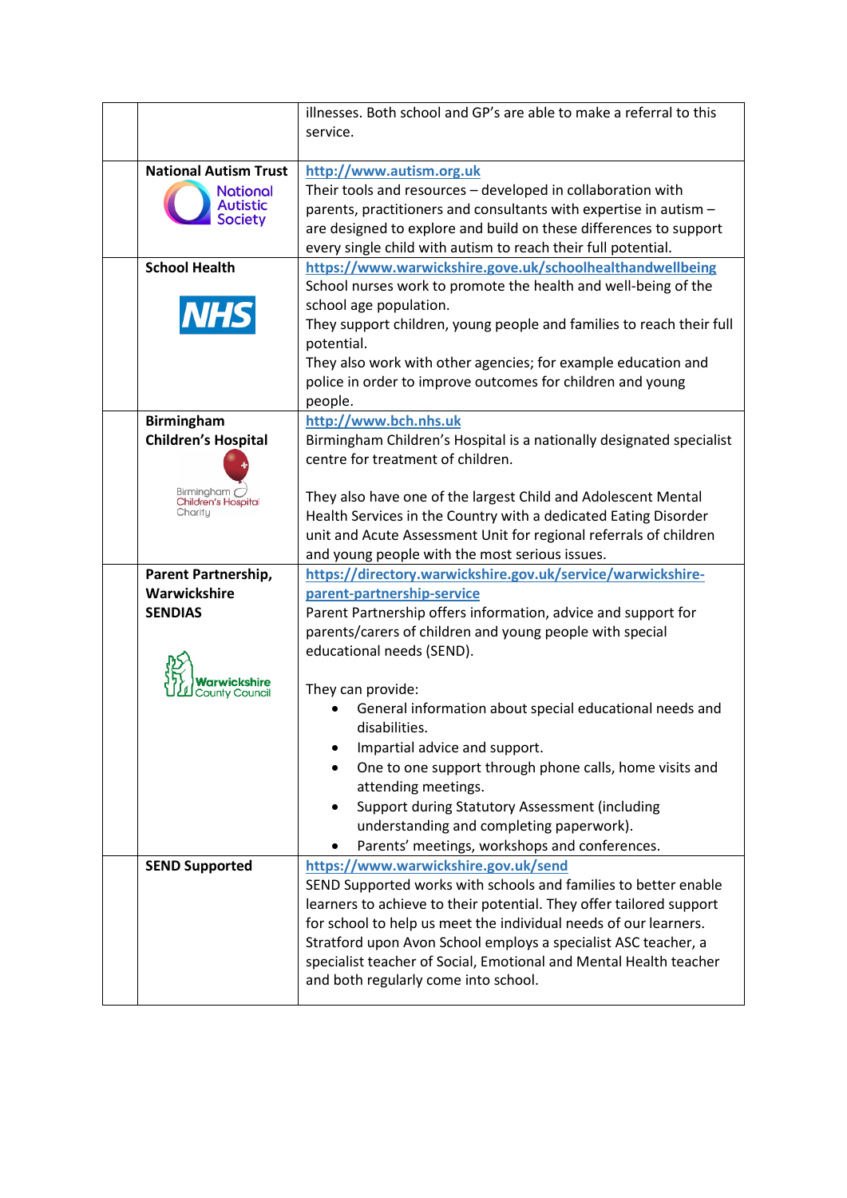| | | |
|---|---|---|
| | | illnesses. Both school and GP's are able to make a referral to this service. |
| | **National Autism Trust** National Autistic Society | http://www.autism.org.uk<br>Their tools and resources – developed in collaboration with parents, practitioners and consultants with expertise in autism – are designed to explore and build on these differences to support every single child with autism to reach their full potential. |
| | **School Health** NHS | https://www.warwickshire.gove.uk/schoolhealthandwellbeing<br>School nurses work to promote the health and well-being of the school age population.<br>They support children, young people and families to reach their full potential.<br>They also work with other agencies; for example education and police in order to improve outcomes for children and young people. |
| | **Birmingham Children's Hospital** Birmingham Children's Hospital Charity | http://www.bch.nhs.uk<br>Birmingham Children's Hospital is a nationally designated specialist centre for treatment of children.<br><br>They also have one of the largest Child and Adolescent Mental Health Services in the Country with a dedicated Eating Disorder unit and Acute Assessment Unit for regional referrals of children and young people with the most serious issues. |
| | **Parent Partnership, Warwickshire SENDIAS** Warwickshire County Council | https://directory.warwickshire.gov.uk/service/warwickshire-parent-partnership-service<br>Parent Partnership offers information, advice and support for parents/carers of children and young people with special educational needs (SEND).<br><br>They can provide:<br>• General information about special educational needs and disabilities.<br>• Impartial advice and support.<br>• One to one support through phone calls, home visits and attending meetings.<br>• Support during Statutory Assessment (including understanding and completing paperwork).<br>• Parents' meetings, workshops and conferences. |
| | **SEND Supported** | https://www.warwickshire.gov.uk/send<br>SEND Supported works with schools and families to better enable learners to achieve to their potential. They offer tailored support for school to help us meet the individual needs of our learners. Stratford upon Avon School employs a specialist ASC teacher, a specialist teacher of Social, Emotional and Mental Health teacher and both regularly come into school. |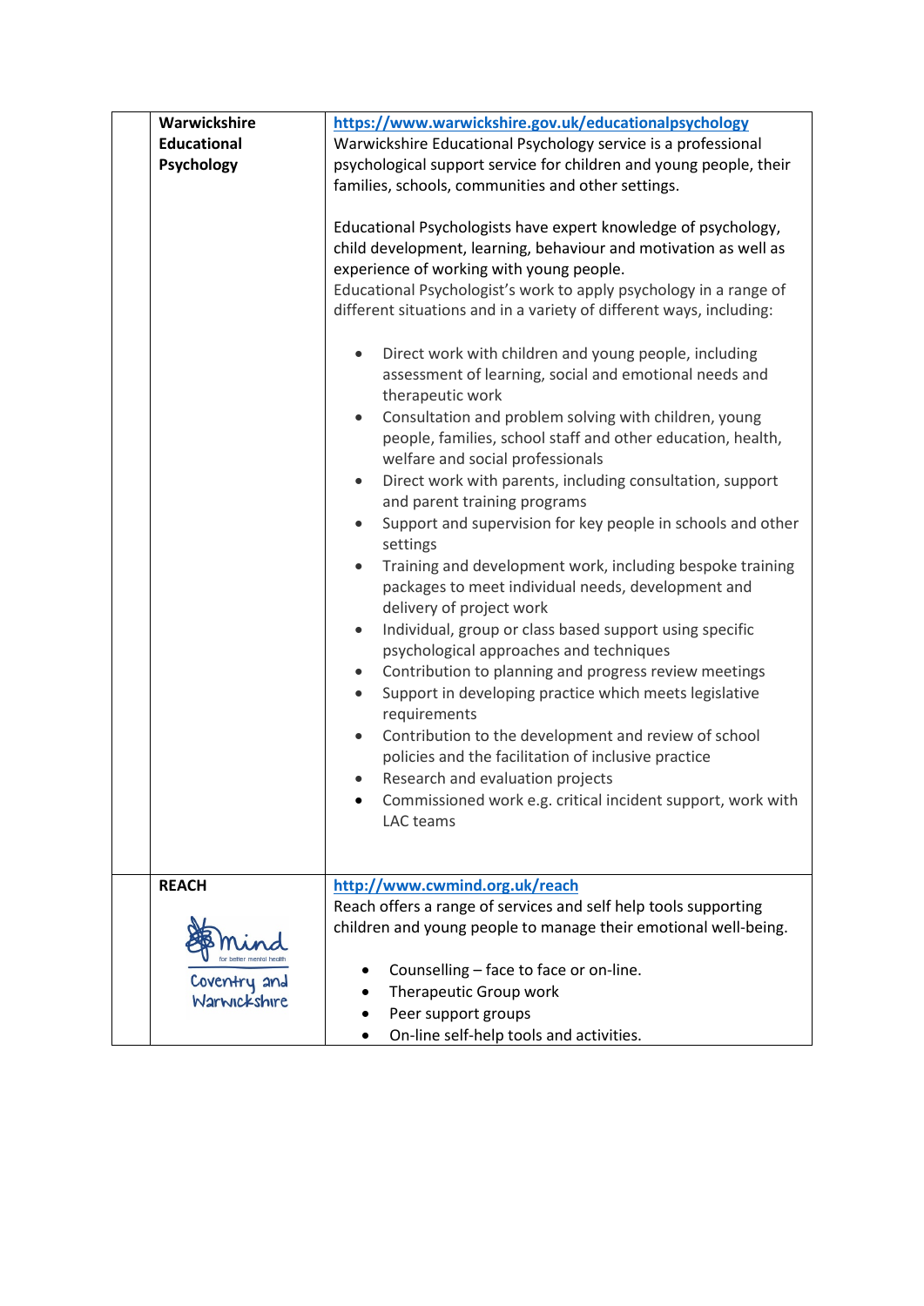| | | |
|---|---|---|
| | **Warwickshire Educational Psychology** | https://www.warwickshire.gov.uk/educationalpsychology<br>Warwickshire Educational Psychology service is a professional psychological support service for children and young people, their families, schools, communities and other settings.<br><br>Educational Psychologists have expert knowledge of psychology, child development, learning, behaviour and motivation as well as experience of working with young people.<br>Educational Psychologist's work to apply psychology in a range of different situations and in a variety of different ways, including:<br><br>• Direct work with children and young people, including assessment of learning, social and emotional needs and therapeutic work<br>• Consultation and problem solving with children, young people, families, school staff and other education, health, welfare and social professionals<br>• Direct work with parents, including consultation, support and parent training programs<br>• Support and supervision for key people in schools and other settings<br>• Training and development work, including bespoke training packages to meet individual needs, development and delivery of project work<br>• Individual, group or class based support using specific psychological approaches and techniques<br>• Contribution to planning and progress review meetings<br>• Support in developing practice which meets legislative requirements<br>• Contribution to the development and review of school policies and the facilitation of inclusive practice<br>• Research and evaluation projects<br>• Commissioned work e.g. critical incident support, work with LAC teams |
| | **REACH**<br><br>Mind for better mental health<br>Coventry and Warwickshire | http://www.cwmind.org.uk/reach<br>Reach offers a range of services and self help tools supporting children and young people to manage their emotional well-being.<br><br>• Counselling – face to face or on-line.<br>• Therapeutic Group work<br>• Peer support groups<br>• On-line self-help tools and activities. |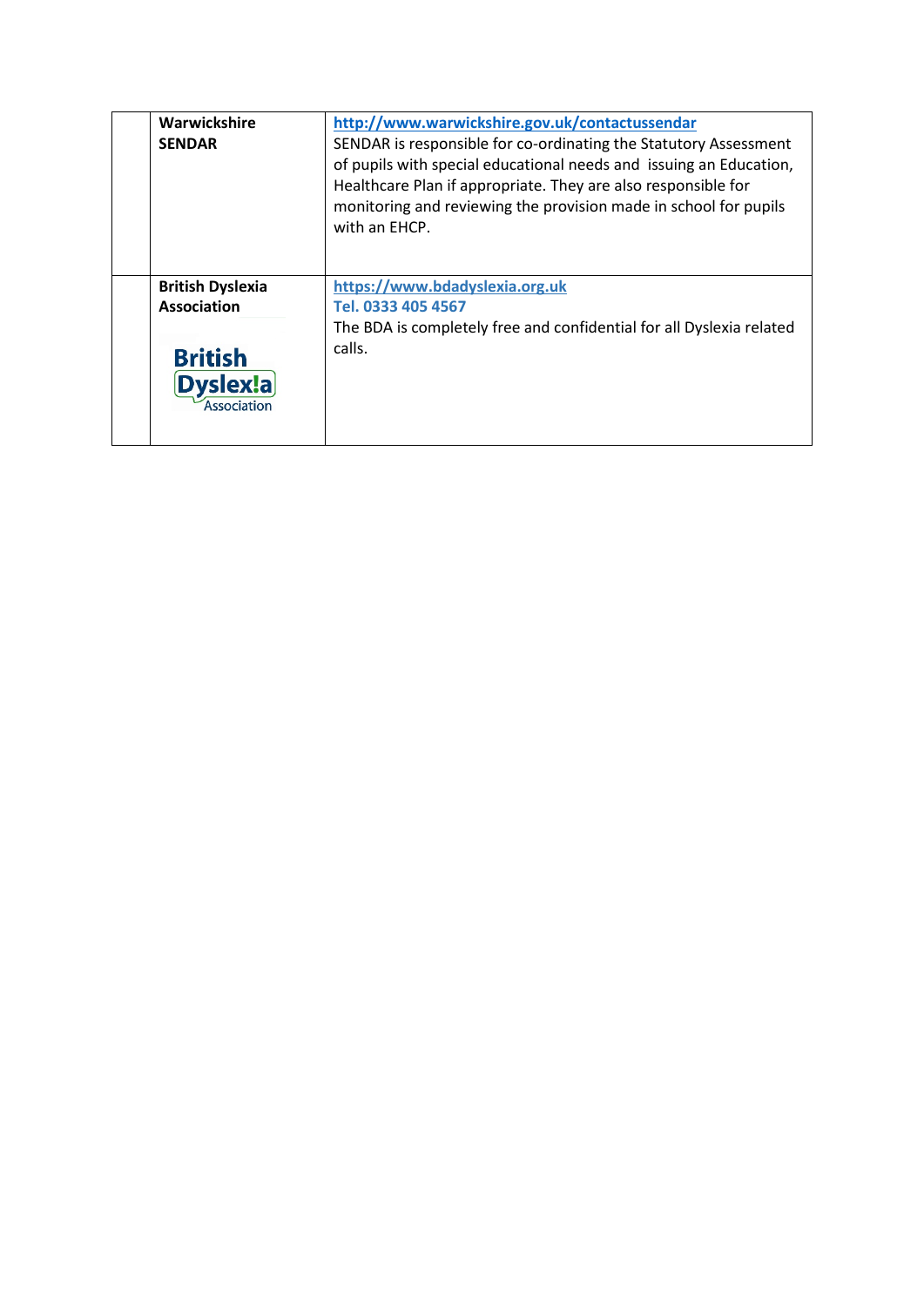| | | |
|---|---|---|
| | **Warwickshire SENDAR** | http://www.warwickshire.gov.uk/contactussendar<br>SENDAR is responsible for co-ordinating the Statutory Assessment of pupils with special educational needs and issuing an Education, Healthcare Plan if appropriate. They are also responsible for monitoring and reviewing the provision made in school for pupils with an EHCP. |
| | **British Dyslexia Association**<br>British Dyslex!a Association | https://www.bdadyslexia.org.uk<br>**Tel. 0333 405 4567**<br>The BDA is completely free and confidential for all Dyslexia related calls. |